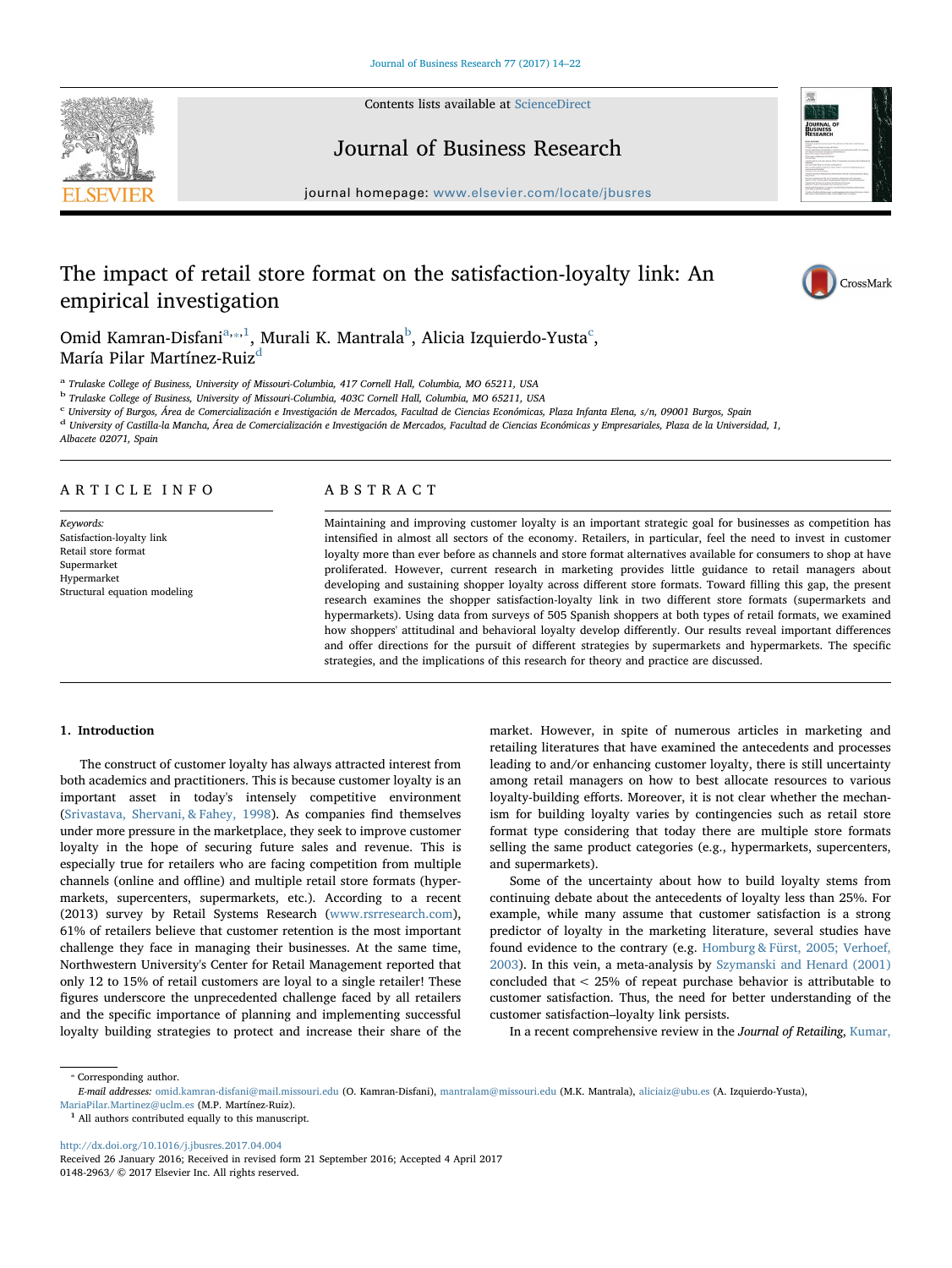# The impact of retail store format on the satisfaction-loyalty link: An empirical investigation

Omid Kamran-Disfani[a,*,1], Murali K. Mantrala[b], Alicia Izquierdo-Yusta[c], María Pilar Martínez-Ruiz[d]

[a] Trulaske College of Business, University of Missouri-Columbia, 417 Cornell Hall, Columbia, MO 65211, USA
[b] Trulaske College of Business, University of Missouri-Columbia, 403C Cornell Hall, Columbia, MO 65211, USA
[c] University of Burgos, Área de Comercialización e Investigación de Mercados, Facultad de Ciencias Económicas, Plaza Infanta Elena, s/n, 09001 Burgos, Spain
[d] University of Castilla-la Mancha, Área de Comercialización e Investigación de Mercados, Facultad de Ciencias Económicas y Empresariales, Plaza de la Universidad, 1, Albacete 02071, Spain

## ARTICLE INFO

*Keywords:*
Satisfaction-loyalty link
Retail store format
Supermarket
Hypermarket
Structural equation modeling

## ABSTRACT

Maintaining and improving customer loyalty is an important strategic goal for businesses as competition has intensified in almost all sectors of the economy. Retailers, in particular, feel the need to invest in customer loyalty more than ever before as channels and store format alternatives available for consumers to shop at have proliferated. However, current research in marketing provides little guidance to retail managers about developing and sustaining shopper loyalty across different store formats. Toward filling this gap, the present research examines the shopper satisfaction-loyalty link in two different store formats (supermarkets and hypermarkets). Using data from surveys of 505 Spanish shoppers at both types of retail formats, we examined how shoppers' attitudinal and behavioral loyalty develop differently. Our results reveal important differences and offer directions for the pursuit of different strategies by supermarkets and hypermarkets. The specific strategies, and the implications of this research for theory and practice are discussed.

## 1. Introduction

The construct of customer loyalty has always attracted interest from both academics and practitioners. This is because customer loyalty is an important asset in today's intensely competitive environment (Srivastava, Shervani, & Fahey, 1998). As companies find themselves under more pressure in the marketplace, they seek to improve customer loyalty in the hope of securing future sales and revenue. This is especially true for retailers who are facing competition from multiple channels (online and offline) and multiple retail store formats (hypermarkets, supercenters, supermarkets, etc.). According to a recent (2013) survey by Retail Systems Research (www.rsrresearch.com), 61% of retailers believe that customer retention is the most important challenge they face in managing their businesses. At the same time, Northwestern University's Center for Retail Management reported that only 12 to 15% of retail customers are loyal to a single retailer! These figures underscore the unprecedented challenge faced by all retailers and the specific importance of planning and implementing successful loyalty building strategies to protect and increase their share of the market. However, in spite of numerous articles in marketing and retailing literatures that have examined the antecedents and processes leading to and/or enhancing customer loyalty, there is still uncertainty among retail managers on how to best allocate resources to various loyalty-building efforts. Moreover, it is not clear whether the mechanism for building loyalty varies by contingencies such as retail store format type considering that today there are multiple store formats selling the same product categories (e.g., hypermarkets, supercenters, and supermarkets).

Some of the uncertainty about how to build loyalty stems from continuing debate about the antecedents of loyalty less than 25%. For example, while many assume that customer satisfaction is a strong predictor of loyalty in the marketing literature, several studies have found evidence to the contrary (e.g. Homburg & Fürst, 2005; Verhoef, 2003). In this vein, a meta-analysis by Szymanski and Henard (2001) concluded that < 25% of repeat purchase behavior is attributable to customer satisfaction. Thus, the need for better understanding of the customer satisfaction–loyalty link persists.

In a recent comprehensive review in the *Journal of Retailing*, Kumar,

* Corresponding author.
E-mail addresses: omid.kamran-disfani@mail.missouri.edu (O. Kamran-Disfani), mantralam@missouri.edu (M.K. Mantrala), aliciaiz@ubu.es (A. Izquierdo-Yusta), MariaPilar.Martinez@uclm.es (M.P. Martínez-Ruiz).
[1] All authors contributed equally to this manuscript.

http://dx.doi.org/10.1016/j.jbusres.2017.04.004
Received 26 January 2016; Received in revised form 21 September 2016; Accepted 4 April 2017
0148-2963/ © 2017 Elsevier Inc. All rights reserved.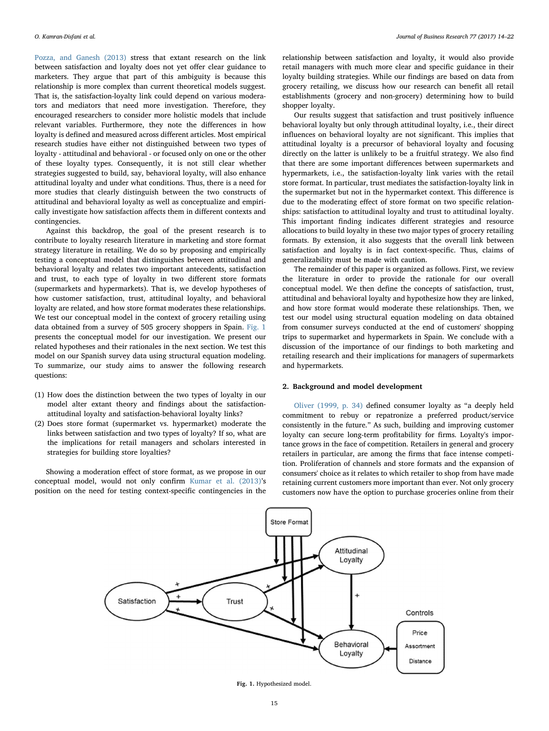Pozza, and Ganesh (2013) stress that extant research on the link between satisfaction and loyalty does not yet offer clear guidance to marketers. They argue that part of this ambiguity is because this relationship is more complex than current theoretical models suggest. That is, the satisfaction-loyalty link could depend on various moderators and mediators that need more investigation. Therefore, they encouraged researchers to consider more holistic models that include relevant variables. Furthermore, they note the differences in how loyalty is defined and measured across different articles. Most empirical research studies have either not distinguished between two types of loyalty - attitudinal and behavioral - or focused only on one or the other of these loyalty types. Consequently, it is not still clear whether strategies suggested to build, say, behavioral loyalty, will also enhance attitudinal loyalty and under what conditions. Thus, there is a need for more studies that clearly distinguish between the two constructs of attitudinal and behavioral loyalty as well as conceptualize and empirically investigate how satisfaction affects them in different contexts and contingencies.

Against this backdrop, the goal of the present research is to contribute to loyalty research literature in marketing and store format strategy literature in retailing. We do so by proposing and empirically testing a conceptual model that distinguishes between attitudinal and behavioral loyalty and relates two important antecedents, satisfaction and trust, to each type of loyalty in two different store formats (supermarkets and hypermarkets). That is, we develop hypotheses of how customer satisfaction, trust, attitudinal loyalty, and behavioral loyalty are related, and how store format moderates these relationships. We test our conceptual model in the context of grocery retailing using data obtained from a survey of 505 grocery shoppers in Spain. Fig. 1 presents the conceptual model for our investigation. We present our related hypotheses and their rationales in the next section. We test this model on our Spanish survey data using structural equation modeling. To summarize, our study aims to answer the following research questions:

(1) How does the distinction between the two types of loyalty in our model alter extant theory and findings about the satisfaction-attitudinal loyalty and satisfaction-behavioral loyalty links?
(2) Does store format (supermarket vs. hypermarket) moderate the links between satisfaction and two types of loyalty? If so, what are the implications for retail managers and scholars interested in strategies for building store loyalties?

Showing a moderation effect of store format, as we propose in our conceptual model, would not only confirm Kumar et al. (2013)'s position on the need for testing context-specific contingencies in the relationship between satisfaction and loyalty, it would also provide retail managers with much more clear and specific guidance in their loyalty building strategies. While our findings are based on data from grocery retailing, we discuss how our research can benefit all retail establishments (grocery and non-grocery) determining how to build shopper loyalty.

Our results suggest that satisfaction and trust positively influence behavioral loyalty but only through attitudinal loyalty, i.e., their direct influences on behavioral loyalty are not significant. This implies that attitudinal loyalty is a precursor of behavioral loyalty and focusing directly on the latter is unlikely to be a fruitful strategy. We also find that there are some important differences between supermarkets and hypermarkets, i.e., the satisfaction-loyalty link varies with the retail store format. In particular, trust mediates the satisfaction-loyalty link in the supermarket but not in the hypermarket context. This difference is due to the moderating effect of store format on two specific relationships: satisfaction to attitudinal loyalty and trust to attitudinal loyalty. This important finding indicates different strategies and resource allocations to build loyalty in these two major types of grocery retailing formats. By extension, it also suggests that the overall link between satisfaction and loyalty is in fact context-specific. Thus, claims of generalizability must be made with caution.

The remainder of this paper is organized as follows. First, we review the literature in order to provide the rationale for our overall conceptual model. We then define the concepts of satisfaction, trust, attitudinal and behavioral loyalty and hypothesize how they are linked, and how store format would moderate these relationships. Then, we test our model using structural equation modeling on data obtained from consumer surveys conducted at the end of customers' shopping trips to supermarket and hypermarkets in Spain. We conclude with a discussion of the importance of our findings to both marketing and retailing research and their implications for managers of supermarkets and hypermarkets.

## 2. Background and model development

Oliver (1999, p. 34) defined consumer loyalty as "a deeply held commitment to rebuy or repatronize a preferred product/service consistently in the future." As such, building and improving customer loyalty can secure long-term profitability for firms. Loyalty's importance grows in the face of competition. Retailers in general and grocery retailers in particular, are among the firms that face intense competition. Proliferation of channels and store formats and the expansion of consumers' choice as it relates to which retailer to shop from have made retaining current customers more important than ever. Not only grocery customers now have the option to purchase groceries online from their

Fig. 1. Hypothesized model.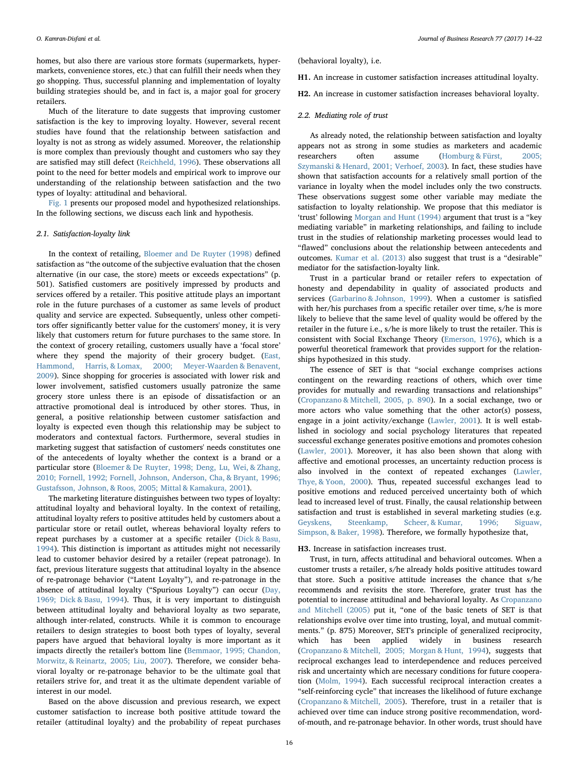homes, but also there are various store formats (supermarkets, hypermarkets, convenience stores, etc.) that can fulfill their needs when they go shopping. Thus, successful planning and implementation of loyalty building strategies should be, and in fact is, a major goal for grocery retailers.

Much of the literature to date suggests that improving customer satisfaction is the key to improving loyalty. However, several recent studies have found that the relationship between satisfaction and loyalty is not as strong as widely assumed. Moreover, the relationship is more complex than previously thought and customers who say they are satisfied may still defect (Reichheld, 1996). These observations all point to the need for better models and empirical work to improve our understanding of the relationship between satisfaction and the two types of loyalty: attitudinal and behavioral.

Fig. 1 presents our proposed model and hypothesized relationships. In the following sections, we discuss each link and hypothesis.

### 2.1. Satisfaction-loyalty link

In the context of retailing, Bloemer and De Ruyter (1998) defined satisfaction as "the outcome of the subjective evaluation that the chosen alternative (in our case, the store) meets or exceeds expectations" (p. 501). Satisfied customers are positively impressed by products and services offered by a retailer. This positive attitude plays an important role in the future purchases of a customer as same levels of product quality and service are expected. Subsequently, unless other competitors offer significantly better value for the customers' money, it is very likely that customers return for future purchases to the same store. In the context of grocery retailing, customers usually have a 'focal store' where they spend the majority of their grocery budget. (East, Hammond, Harris, & Lomax, 2000; Meyer-Waarden & Benavent, 2009). Since shopping for groceries is associated with lower risk and lower involvement, satisfied customers usually patronize the same grocery store unless there is an episode of dissatisfaction or an attractive promotional deal is introduced by other stores. Thus, in general, a positive relationship between customer satisfaction and loyalty is expected even though this relationship may be subject to moderators and contextual factors. Furthermore, several studies in marketing suggest that satisfaction of customers' needs constitutes one of the antecedents of loyalty whether the context is a brand or a particular store (Bloemer & De Ruyter, 1998; Deng, Lu, Wei, & Zhang, 2010; Fornell, 1992; Fornell, Johnson, Anderson, Cha, & Bryant, 1996; Gustafsson, Johnson, & Roos, 2005; Mittal & Kamakura, 2001).

The marketing literature distinguishes between two types of loyalty: attitudinal loyalty and behavioral loyalty. In the context of retailing, attitudinal loyalty refers to positive attitudes held by customers about a particular store or retail outlet, whereas behavioral loyalty refers to repeat purchases by a customer at a specific retailer (Dick & Basu, 1994). This distinction is important as attitudes might not necessarily lead to customer behavior desired by a retailer (repeat patronage). In fact, previous literature suggests that attitudinal loyalty in the absence of re-patronage behavior ("Latent Loyalty"), and re-patronage in the absence of attitudinal loyalty ("Spurious Loyalty") can occur (Day, 1969; Dick & Basu, 1994). Thus, it is very important to distinguish between attitudinal loyalty and behavioral loyalty as two separate, although inter-related, constructs. While it is common to encourage retailers to design strategies to boost both types of loyalty, several papers have argued that behavioral loyalty is more important as it impacts directly the retailer's bottom line (Bemmaor, 1995; Chandon, Morwitz, & Reinartz, 2005; Liu, 2007). Therefore, we consider behavioral loyalty or re-patronage behavior to be the ultimate goal that retailers strive for, and treat it as the ultimate dependent variable of interest in our model.

Based on the above discussion and previous research, we expect customer satisfaction to increase both positive attitude toward the retailer (attitudinal loyalty) and the probability of repeat purchases (behavioral loyalty), i.e.

**H1.** An increase in customer satisfaction increases attitudinal loyalty.

**H2.** An increase in customer satisfaction increases behavioral loyalty.

### 2.2. Mediating role of trust

As already noted, the relationship between satisfaction and loyalty appears not as strong in some studies as marketers and academic researchers often assume (Homburg & Fürst, 2005; Szymanski & Henard, 2001; Verhoef, 2003). In fact, these studies have shown that satisfaction accounts for a relatively small portion of the variance in loyalty when the model includes only the two constructs. These observations suggest some other variable may mediate the satisfaction to loyalty relationship. We propose that this mediator is 'trust' following Morgan and Hunt (1994) argument that trust is a "key mediating variable" in marketing relationships, and failing to include trust in the studies of relationship marketing processes would lead to "flawed" conclusions about the relationship between antecedents and outcomes. Kumar et al. (2013) also suggest that trust is a "desirable" mediator for the satisfaction-loyalty link.

Trust in a particular brand or retailer refers to expectation of honesty and dependability in quality of associated products and services (Garbarino & Johnson, 1999). When a customer is satisfied with her/his purchases from a specific retailer over time, s/he is more likely to believe that the same level of quality would be offered by the retailer in the future i.e., s/he is more likely to trust the retailer. This is consistent with Social Exchange Theory (Emerson, 1976), which is a powerful theoretical framework that provides support for the relationships hypothesized in this study.

The essence of SET is that "social exchange comprises actions contingent on the rewarding reactions of others, which over time provides for mutually and rewarding transactions and relationships" (Cropanzano & Mitchell, 2005, p. 890). In a social exchange, two or more actors who value something that the other actor(s) possess, engage in a joint activity/exchange (Lawler, 2001). It is well established in sociology and social psychology literatures that repeated successful exchange generates positive emotions and promotes cohesion (Lawler, 2001). Moreover, it has also been shown that along with affective and emotional processes, an uncertainty reduction process is also involved in the context of repeated exchanges (Lawler, Thye, & Yoon, 2000). Thus, repeated successful exchanges lead to positive emotions and reduced perceived uncertainty both of which lead to increased level of trust. Finally, the causal relationship between satisfaction and trust is established in several marketing studies (e.g. Geyskens, Steenkamp, Scheer, & Kumar, 1996; Siguaw, Simpson, & Baker, 1998). Therefore, we formally hypothesize that,

**H3.** Increase in satisfaction increases trust.

Trust, in turn, affects attitudinal and behavioral outcomes. When a customer trusts a retailer, s/he already holds positive attitudes toward that store. Such a positive attitude increases the chance that s/he recommends and revisits the store. Therefore, grater trust has the potential to increase attitudinal and behavioral loyalty. As Cropanzano and Mitchell (2005) put it, "one of the basic tenets of SET is that relationships evolve over time into trusting, loyal, and mutual commitments." (p. 875) Moreover, SET's principle of generalized reciprocity, which has been applied widely in business research (Cropanzano & Mitchell, 2005; Morgan & Hunt, 1994), suggests that reciprocal exchanges lead to interdependence and reduces perceived risk and uncertainty which are necessary conditions for future cooperation (Molm, 1994). Each successful reciprocal interaction creates a "self-reinforcing cycle" that increases the likelihood of future exchange (Cropanzano & Mitchell, 2005). Therefore, trust in a retailer that is achieved over time can induce strong positive recommendation, word-of-mouth, and re-patronage behavior. In other words, trust should have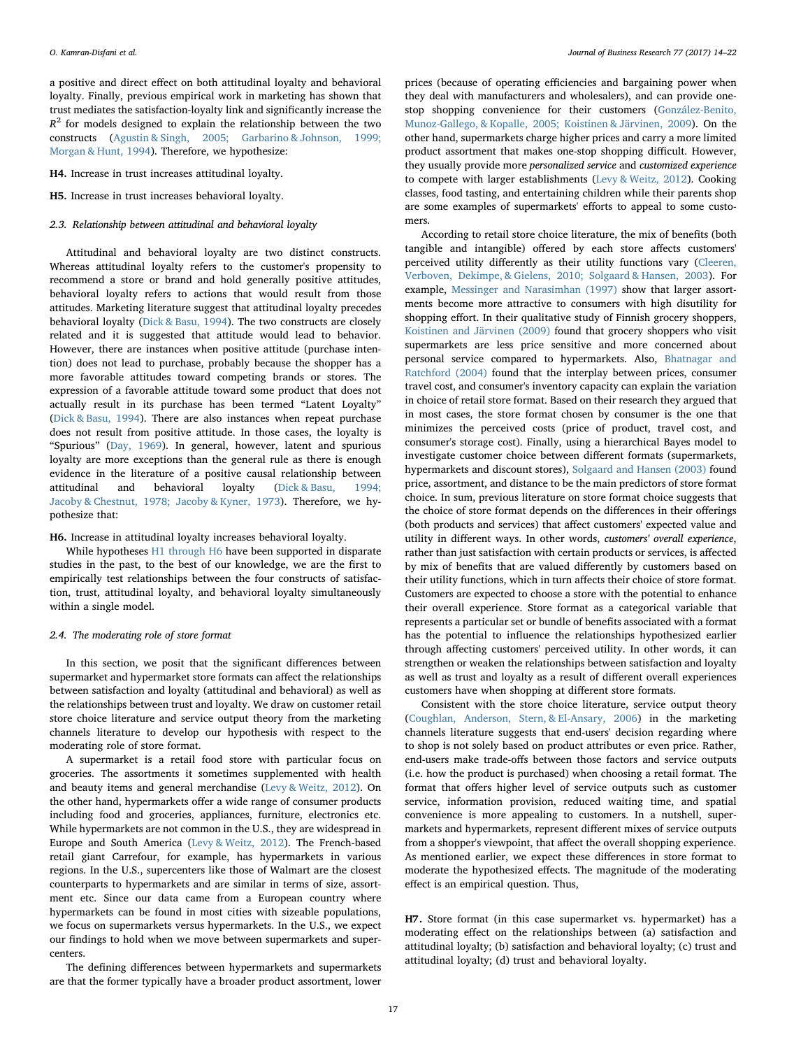a positive and direct effect on both attitudinal loyalty and behavioral loyalty. Finally, previous empirical work in marketing has shown that trust mediates the satisfaction-loyalty link and significantly increase the $R^2$ for models designed to explain the relationship between the two constructs (Agustin & Singh, 2005; Garbarino & Johnson, 1999; Morgan & Hunt, 1994). Therefore, we hypothesize:

**H4.** Increase in trust increases attitudinal loyalty.

**H5.** Increase in trust increases behavioral loyalty.

### 2.3. Relationship between attitudinal and behavioral loyalty

Attitudinal and behavioral loyalty are two distinct constructs. Whereas attitudinal loyalty refers to the customer's propensity to recommend a store or brand and hold generally positive attitudes, behavioral loyalty refers to actions that would result from those attitudes. Marketing literature suggest that attitudinal loyalty precedes behavioral loyalty (Dick & Basu, 1994). The two constructs are closely related and it is suggested that attitude would lead to behavior. However, there are instances when positive attitude (purchase intention) does not lead to purchase, probably because the shopper has a more favorable attitudes toward competing brands or stores. The expression of a favorable attitude toward some product that does not actually result in its purchase has been termed "Latent Loyalty" (Dick & Basu, 1994). There are also instances when repeat purchase does not result from positive attitude. In those cases, the loyalty is "Spurious" (Day, 1969). In general, however, latent and spurious loyalty are more exceptions than the general rule as there is enough evidence in the literature of a positive causal relationship between attitudinal and behavioral loyalty (Dick & Basu, 1994; Jacoby & Chestnut, 1978; Jacoby & Kyner, 1973). Therefore, we hypothesize that:

**H6.** Increase in attitudinal loyalty increases behavioral loyalty.

While hypotheses H1 through H6 have been supported in disparate studies in the past, to the best of our knowledge, we are the first to empirically test relationships between the four constructs of satisfaction, trust, attitudinal loyalty, and behavioral loyalty simultaneously within a single model.

### 2.4. The moderating role of store format

In this section, we posit that the significant differences between supermarket and hypermarket store formats can affect the relationships between satisfaction and loyalty (attitudinal and behavioral) as well as the relationships between trust and loyalty. We draw on customer retail store choice literature and service output theory from the marketing channels literature to develop our hypothesis with respect to the moderating role of store format.

A supermarket is a retail food store with particular focus on groceries. The assortments it sometimes supplemented with health and beauty items and general merchandise (Levy & Weitz, 2012). On the other hand, hypermarkets offer a wide range of consumer products including food and groceries, appliances, furniture, electronics etc. While hypermarkets are not common in the U.S., they are widespread in Europe and South America (Levy & Weitz, 2012). The French-based retail giant Carrefour, for example, has hypermarkets in various regions. In the U.S., supercenters like those of Walmart are the closest counterparts to hypermarkets and are similar in terms of size, assortment etc. Since our data came from a European country where hypermarkets can be found in most cities with sizeable populations, we focus on supermarkets versus hypermarkets. In the U.S., we expect our findings to hold when we move between supermarkets and supercenters.

The defining differences between hypermarkets and supermarkets are that the former typically have a broader product assortment, lower prices (because of operating efficiencies and bargaining power when they deal with manufacturers and wholesalers), and can provide one-stop shopping convenience for their customers (González-Benito, Munoz-Gallego, & Kopalle, 2005; Koistinen & Järvinen, 2009). On the other hand, supermarkets charge higher prices and carry a more limited product assortment that makes one-stop shopping difficult. However, they usually provide more *personalized service* and *customized experience* to compete with larger establishments (Levy & Weitz, 2012). Cooking classes, food tasting, and entertaining children while their parents shop are some examples of supermarkets' efforts to appeal to some customers.

According to retail store choice literature, the mix of benefits (both tangible and intangible) offered by each store affects customers' perceived utility differently as their utility functions vary (Cleeren, Verboven, Dekimpe, & Gielens, 2010; Solgaard & Hansen, 2003). For example, Messinger and Narasimhan (1997) show that larger assortments become more attractive to consumers with high disutility for shopping effort. In their qualitative study of Finnish grocery shoppers, Koistinen and Järvinen (2009) found that grocery shoppers who visit supermarkets are less price sensitive and more concerned about personal service compared to hypermarkets. Also, Bhatnagar and Ratchford (2004) found that the interplay between prices, consumer travel cost, and consumer's inventory capacity can explain the variation in choice of retail store format. Based on their research they argued that in most cases, the store format chosen by consumer is the one that minimizes the perceived costs (price of product, travel cost, and consumer's storage cost). Finally, using a hierarchical Bayes model to investigate customer choice between different formats (supermarkets, hypermarkets and discount stores), Solgaard and Hansen (2003) found price, assortment, and distance to be the main predictors of store format choice. In sum, previous literature on store format choice suggests that the choice of store format depends on the differences in their offerings (both products and services) that affect customers' expected value and utility in different ways. In other words, *customers' overall experience*, rather than just satisfaction with certain products or services, is affected by mix of benefits that are valued differently by customers based on their utility functions, which in turn affects their choice of store format. Customers are expected to choose a store with the potential to enhance their overall experience. Store format as a categorical variable that represents a particular set or bundle of benefits associated with a format has the potential to influence the relationships hypothesized earlier through affecting customers' perceived utility. In other words, it can strengthen or weaken the relationships between satisfaction and loyalty as well as trust and loyalty as a result of different overall experiences customers have when shopping at different store formats.

Consistent with the store choice literature, service output theory (Coughlan, Anderson, Stern, & El-Ansary, 2006) in the marketing channels literature suggests that end-users' decision regarding where to shop is not solely based on product attributes or even price. Rather, end-users make trade-offs between those factors and service outputs (i.e. how the product is purchased) when choosing a retail format. The format that offers higher level of service outputs such as customer service, information provision, reduced waiting time, and spatial convenience is more appealing to customers. In a nutshell, supermarkets and hypermarkets, represent different mixes of service outputs from a shopper's viewpoint, that affect the overall shopping experience. As mentioned earlier, we expect these differences in store format to moderate the hypothesized effects. The magnitude of the moderating effect is an empirical question. Thus,

**H7.** Store format (in this case supermarket vs. hypermarket) has a moderating effect on the relationships between (a) satisfaction and attitudinal loyalty; (b) satisfaction and behavioral loyalty; (c) trust and attitudinal loyalty; (d) trust and behavioral loyalty.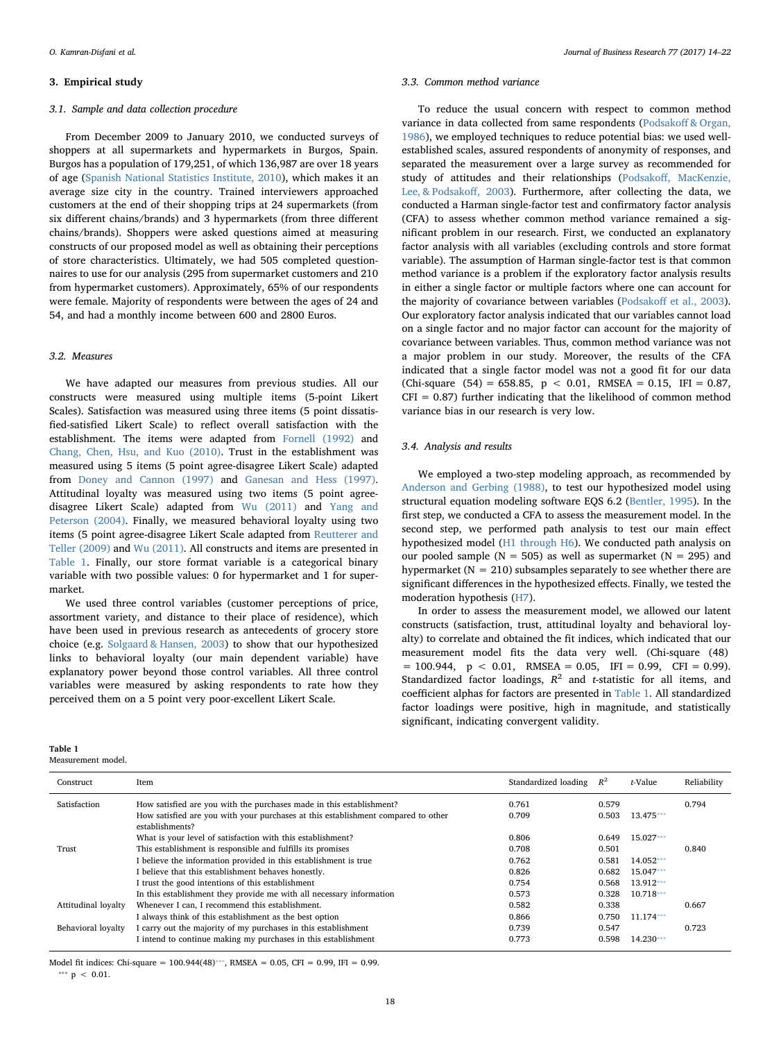## 3. Empirical study

### 3.1. Sample and data collection procedure

From December 2009 to January 2010, we conducted surveys of shoppers at all supermarkets and hypermarkets in Burgos, Spain. Burgos has a population of 179,251, of which 136,987 are over 18 years of age (Spanish National Statistics Institute, 2010), which makes it an average size city in the country. Trained interviewers approached customers at the end of their shopping trips at 24 supermarkets (from six different chains/brands) and 3 hypermarkets (from three different chains/brands). Shoppers were asked questions aimed at measuring constructs of our proposed model as well as obtaining their perceptions of store characteristics. Ultimately, we had 505 completed questionnaires to use for our analysis (295 from supermarket customers and 210 from hypermarket customers). Approximately, 65% of our respondents were female. Majority of respondents were between the ages of 24 and 54, and had a monthly income between 600 and 2800 Euros.

### 3.2. Measures

We have adapted our measures from previous studies. All our constructs were measured using multiple items (5-point Likert Scales). Satisfaction was measured using three items (5 point dissatisfied-satisfied Likert Scale) to reflect overall satisfaction with the establishment. The items were adapted from Fornell (1992) and Chang, Chen, Hsu, and Kuo (2010). Trust in the establishment was measured using 5 items (5 point agree-disagree Likert Scale) adapted from Doney and Cannon (1997) and Ganesan and Hess (1997). Attitudinal loyalty was measured using two items (5 point agree-disagree Likert Scale) adapted from Wu (2011) and Yang and Peterson (2004). Finally, we measured behavioral loyalty using two items (5 point agree-disagree Likert Scale adapted from Reutterer and Teller (2009) and Wu (2011). All constructs and items are presented in Table 1. Finally, our store format variable is a categorical binary variable with two possible values: 0 for hypermarket and 1 for supermarket.

We used three control variables (customer perceptions of price, assortment variety, and distance to their place of residence), which have been used in previous research as antecedents of grocery store choice (e.g. Solgaard & Hansen, 2003) to show that our hypothesized links to behavioral loyalty (our main dependent variable) have explanatory power beyond those control variables. All three control variables were measured by asking respondents to rate how they perceived them on a 5 point very poor-excellent Likert Scale.

### 3.3. Common method variance

To reduce the usual concern with respect to common method variance in data collected from same respondents (Podsakoff & Organ, 1986), we employed techniques to reduce potential bias: we used well-established scales, assured respondents of anonymity of responses, and separated the measurement over a large survey as recommended for study of attitudes and their relationships (Podsakoff, MacKenzie, Lee, & Podsakoff, 2003). Furthermore, after collecting the data, we conducted a Harman single-factor test and confirmatory factor analysis (CFA) to assess whether common method variance remained a significant problem in our research. First, we conducted an explanatory factor analysis with all variables (excluding controls and store format variable). The assumption of Harman single-factor test is that common method variance is a problem if the exploratory factor analysis results in either a single factor or multiple factors where one can account for the majority of covariance between variables (Podsakoff et al., 2003). Our exploratory factor analysis indicated that our variables cannot load on a single factor and no major factor can account for the majority of covariance between variables. Thus, common method variance was not a major problem in our study. Moreover, the results of the CFA indicated that a single factor model was not a good fit for our data (Chi-square (54) = 658.85, $p < 0.01$, RMSEA = 0.15, IFI = 0.87, CFI = 0.87) further indicating that the likelihood of common method variance bias in our research is very low.

### 3.4. Analysis and results

We employed a two-step modeling approach, as recommended by Anderson and Gerbing (1988), to test our hypothesized model using structural equation modeling software EQS 6.2 (Bentler, 1995). In the first step, we conducted a CFA to assess the measurement model. In the second step, we performed path analysis to test our main effect hypothesized model (H1 through H6). We conducted path analysis on our pooled sample (N = 505) as well as supermarket (N = 295) and hypermarket (N = 210) subsamples separately to see whether there are significant differences in the hypothesized effects. Finally, we tested the moderation hypothesis (H7).

In order to assess the measurement model, we allowed our latent constructs (satisfaction, trust, attitudinal loyalty and behavioral loyalty) to correlate and obtained the fit indices, which indicated that our measurement model fits the data very well. (Chi-square (48) = 100.944, $p < 0.01$, RMSEA = 0.05, IFI = 0.99, CFI = 0.99). Standardized factor loadings, $R^2$ and $t$-statistic for all items, and coefficient alphas for factors are presented in Table 1. All standardized factor loadings were positive, high in magnitude, and statistically significant, indicating convergent validity.

**Table 1**
Measurement model.

| Construct | Item | Standardized loading | $R^2$ | $t$-Value | Reliability |
|---|---|---|---|---|---|
| Satisfaction | How satisfied are you with the purchases made in this establishment? | 0.761 | 0.579 | | 0.794 |
| | How satisfied are you with your purchases at this establishment compared to other establishments? | 0.709 | 0.503 | 13.475*** | |
| | What is your level of satisfaction with this establishment? | 0.806 | 0.649 | 15.027*** | |
| Trust | This establishment is responsible and fulfills its promises | 0.708 | 0.501 | | 0.840 |
| | I believe the information provided in this establishment is true | 0.762 | 0.581 | 14.052*** | |
| | I believe that this establishment behaves honestly. | 0.826 | 0.682 | 15.047*** | |
| | I trust the good intentions of this establishment | 0.754 | 0.568 | 13.912*** | |
| | In this establishment they provide me with all necessary information | 0.573 | 0.328 | 10.718*** | |
| Attitudinal loyalty | Whenever I can, I recommend this establishment. | 0.582 | 0.338 | | 0.667 |
| | I always think of this establishment as the best option | 0.866 | 0.750 | 11.174*** | |
| Behavioral loyalty | I carry out the majority of my purchases in this establishment | 0.739 | 0.547 | | 0.723 |
| | I intend to continue making my purchases in this establishment | 0.773 | 0.598 | 14.230*** | |

Model fit indices: Chi-square = 100.944(48)***, RMSEA = 0.05, CFI = 0.99, IFI = 0.99.
*** $p < 0.01$.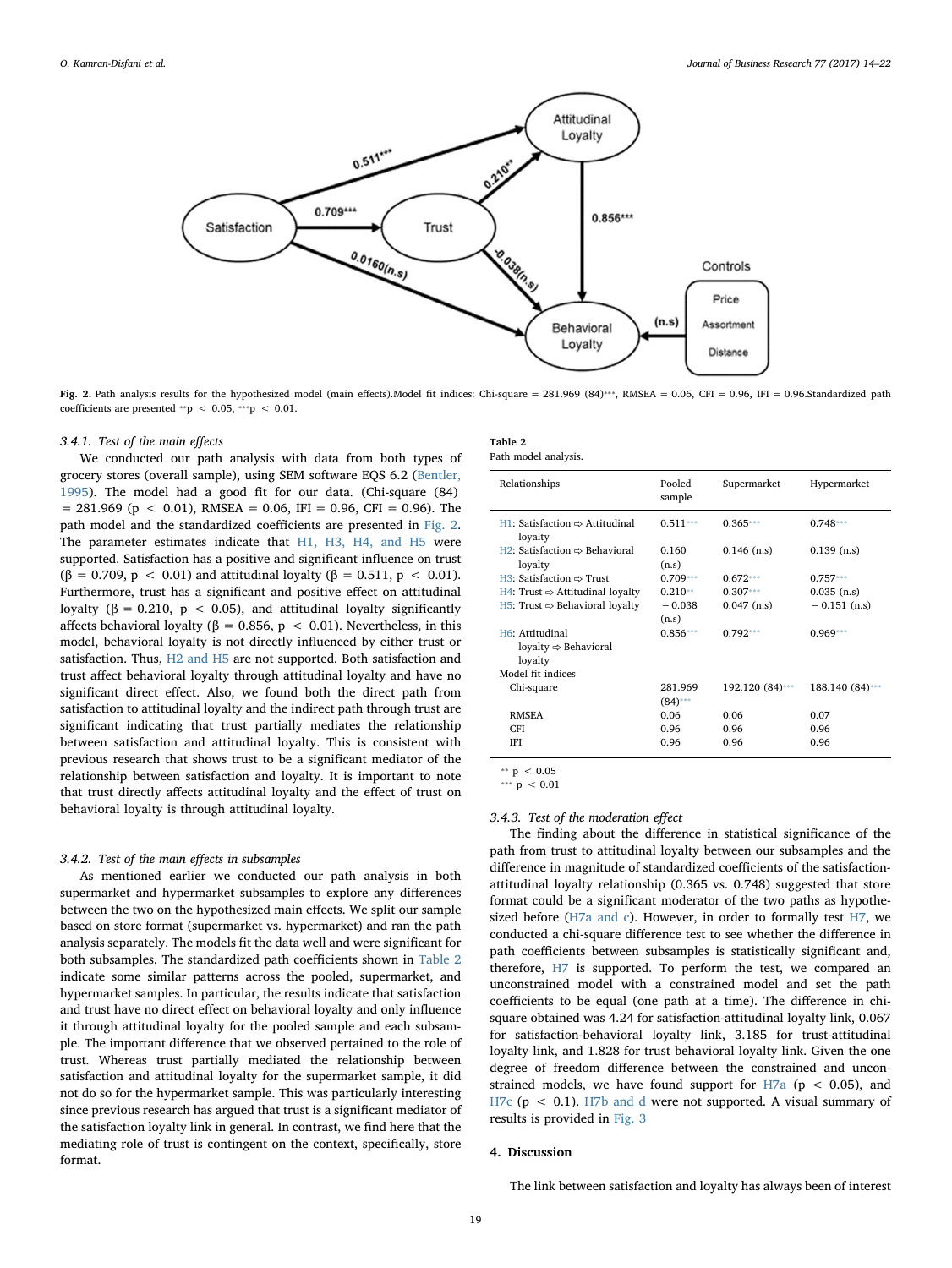**Fig. 2.** Path analysis results for the hypothesized model (main effects).Model fit indices: Chi-square = 281.969 (84)***, RMSEA = 0.06, CFI = 0.96, IFI = 0.96.Standardized path coefficients are presented **p < 0.05, ***p < 0.01.

#### 3.4.1. Test of the main effects

We conducted our path analysis with data from both types of grocery stores (overall sample), using SEM software EQS 6.2 (Bentler, 1995). The model had a good fit for our data. (Chi-square (84) = 281.969 ($p < 0.01$), RMSEA = 0.06, IFI = 0.96, CFI = 0.96). The path model and the standardized coefficients are presented in Fig. 2. The parameter estimates indicate that H1, H3, H4, and H5 were supported. Satisfaction has a positive and significant influence on trust ($\beta = 0.709$, $p < 0.01$) and attitudinal loyalty ($\beta = 0.511$, $p < 0.01$). Furthermore, trust has a significant and positive effect on attitudinal loyalty ($\beta = 0.210$, $p < 0.05$), and attitudinal loyalty significantly affects behavioral loyalty ($\beta = 0.856$, $p < 0.01$). Nevertheless, in this model, behavioral loyalty is not directly influenced by either trust or satisfaction. Thus, H2 and H5 are not supported. Both satisfaction and trust affect behavioral loyalty through attitudinal loyalty and have no significant direct effect. Also, we found both the direct path from satisfaction to attitudinal loyalty and the indirect path through trust are significant indicating that trust partially mediates the relationship between satisfaction and attitudinal loyalty. This is consistent with previous research that shows trust to be a significant mediator of the relationship between satisfaction and loyalty. It is important to note that trust directly affects attitudinal loyalty and the effect of trust on behavioral loyalty is through attitudinal loyalty.

#### 3.4.2. Test of the main effects in subsamples

As mentioned earlier we conducted our path analysis in both supermarket and hypermarket subsamples to explore any differences between the two on the hypothesized main effects. We split our sample based on store format (supermarket vs. hypermarket) and ran the path analysis separately. The models fit the data well and were significant for both subsamples. The standardized path coefficients shown in Table 2 indicate some similar patterns across the pooled, supermarket, and hypermarket samples. In particular, the results indicate that satisfaction and trust have no direct effect on behavioral loyalty and only influence it through attitudinal loyalty for the pooled sample and each subsample. The important difference that we observed pertained to the role of trust. Whereas trust partially mediated the relationship between satisfaction and attitudinal loyalty for the supermarket sample, it did not do so for the hypermarket sample. This was particularly interesting since previous research has argued that trust is a significant mediator of the satisfaction loyalty link in general. In contrast, we find here that the mediating role of trust is contingent on the context, specifically, store format.

**Table 2**
Path model analysis.

| Relationships | Pooled sample | Supermarket | Hypermarket |
|---|---|---|---|
| H1: Satisfaction ⇨ Attitudinal loyalty | 0.511*** | 0.365*** | 0.748*** |
| H2: Satisfaction ⇨ Behavioral loyalty | 0.160 (n.s) | 0.146 (n.s) | 0.139 (n.s) |
| H3: Satisfaction ⇨ Trust | 0.709*** | 0.672*** | 0.757*** |
| H4: Trust ⇨ Attitudinal loyalty | 0.210** | 0.307*** | 0.035 (n.s) |
| H5: Trust ⇨ Behavioral loyalty | −0.038 (n.s) | 0.047 (n.s) | −0.151 (n.s) |
| H6: Attitudinal loyalty ⇨ Behavioral loyalty | 0.856*** | 0.792*** | 0.969*** |
| Model fit indices | | | |
| Chi-square | 281.969 (84)*** | 192.120 (84)*** | 188.140 (84)*** |
| RMSEA | 0.06 | 0.06 | 0.07 |
| CFI | 0.96 | 0.96 | 0.96 |
| IFI | 0.96 | 0.96 | 0.96 |

** $p < 0.05$
*** $p < 0.01$

#### 3.4.3. Test of the moderation effect

The finding about the difference in statistical significance of the path from trust to attitudinal loyalty between our subsamples and the difference in magnitude of standardized coefficients of the satisfaction-attitudinal loyalty relationship (0.365 vs. 0.748) suggested that store format could be a significant moderator of the two paths as hypothesized before (H7a and c). However, in order to formally test H7, we conducted a chi-square difference test to see whether the difference in path coefficients between subsamples is statistically significant and, therefore, H7 is supported. To perform the test, we compared an unconstrained model with a constrained model and set the path coefficients to be equal (one path at a time). The difference in chi-square obtained was 4.24 for satisfaction-attitudinal loyalty link, 0.067 for satisfaction-behavioral loyalty link, 3.185 for trust-attitudinal loyalty link, and 1.828 for trust behavioral loyalty link. Given the one degree of freedom difference between the constrained and unconstrained models, we have found support for H7a ($p < 0.05$), and H7c ($p < 0.1$). H7b and d were not supported. A visual summary of results is provided in Fig. 3

## 4. Discussion

The link between satisfaction and loyalty has always been of interest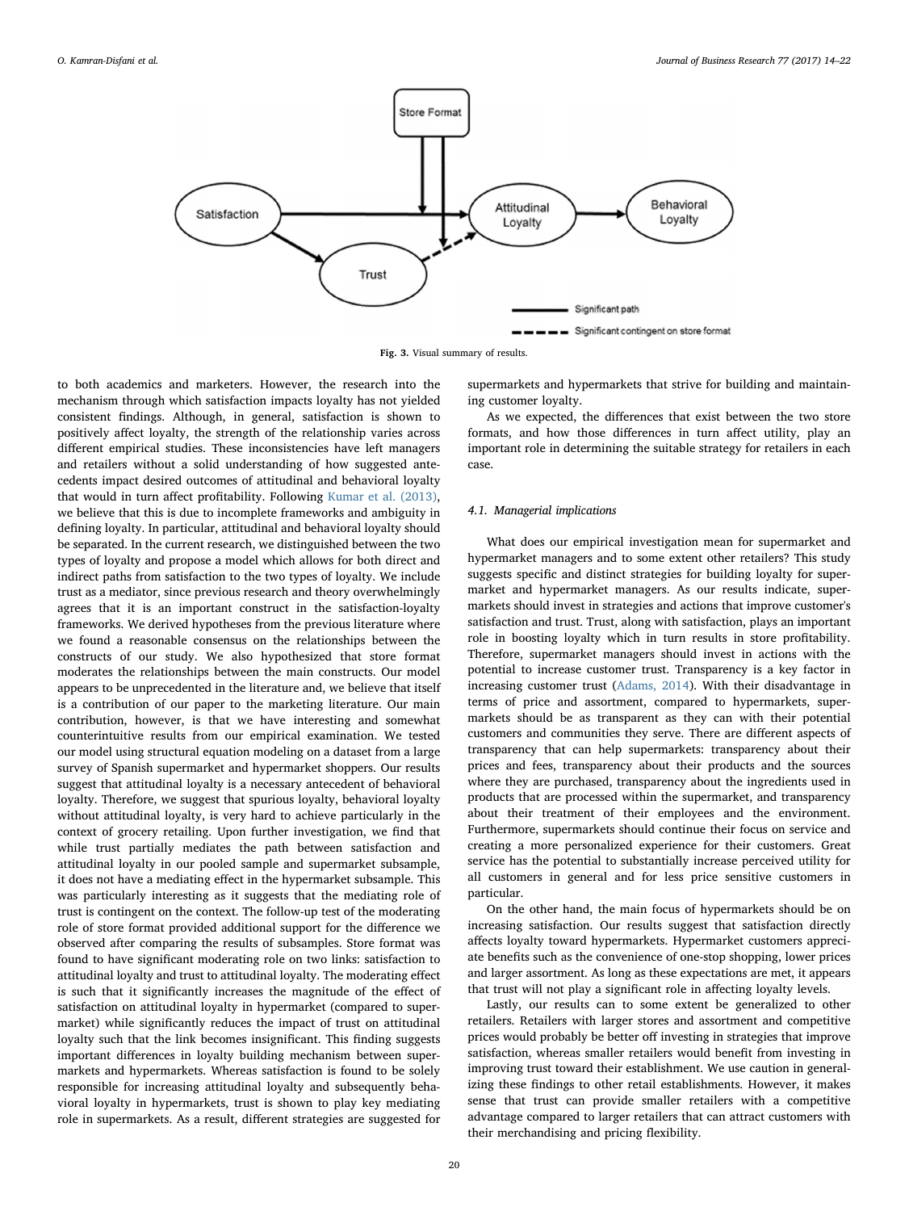Fig. 3. Visual summary of results.

to both academics and marketers. However, the research into the mechanism through which satisfaction impacts loyalty has not yielded consistent findings. Although, in general, satisfaction is shown to positively affect loyalty, the strength of the relationship varies across different empirical studies. These inconsistencies have left managers and retailers without a solid understanding of how suggested antecedents impact desired outcomes of attitudinal and behavioral loyalty that would in turn affect profitability. Following Kumar et al. (2013), we believe that this is due to incomplete frameworks and ambiguity in defining loyalty. In particular, attitudinal and behavioral loyalty should be separated. In the current research, we distinguished between the two types of loyalty and propose a model which allows for both direct and indirect paths from satisfaction to the two types of loyalty. We include trust as a mediator, since previous research and theory overwhelmingly agrees that it is an important construct in the satisfaction-loyalty frameworks. We derived hypotheses from the previous literature where we found a reasonable consensus on the relationships between the constructs of our study. We also hypothesized that store format moderates the relationships between the main constructs. Our model appears to be unprecedented in the literature and, we believe that itself is a contribution of our paper to the marketing literature. Our main contribution, however, is that we have interesting and somewhat counterintuitive results from our empirical examination. We tested our model using structural equation modeling on a dataset from a large survey of Spanish supermarket and hypermarket shoppers. Our results suggest that attitudinal loyalty is a necessary antecedent of behavioral loyalty. Therefore, we suggest that spurious loyalty, behavioral loyalty without attitudinal loyalty, is very hard to achieve particularly in the context of grocery retailing. Upon further investigation, we find that while trust partially mediates the path between satisfaction and attitudinal loyalty in our pooled sample and supermarket subsample, it does not have a mediating effect in the hypermarket subsample. This was particularly interesting as it suggests that the mediating role of trust is contingent on the context. The follow-up test of the moderating role of store format provided additional support for the difference we observed after comparing the results of subsamples. Store format was found to have significant moderating role on two links: satisfaction to attitudinal loyalty and trust to attitudinal loyalty. The moderating effect is such that it significantly increases the magnitude of the effect of satisfaction on attitudinal loyalty in hypermarket (compared to supermarket) while significantly reduces the impact of trust on attitudinal loyalty such that the link becomes insignificant. This finding suggests important differences in loyalty building mechanism between supermarkets and hypermarkets. Whereas satisfaction is found to be solely responsible for increasing attitudinal loyalty and subsequently behavioral loyalty in hypermarkets, trust is shown to play key mediating role in supermarkets. As a result, different strategies are suggested for supermarkets and hypermarkets that strive for building and maintaining customer loyalty.

As we expected, the differences that exist between the two store formats, and how those differences in turn affect utility, play an important role in determining the suitable strategy for retailers in each case.

### 4.1. Managerial implications

What does our empirical investigation mean for supermarket and hypermarket managers and to some extent other retailers? This study suggests specific and distinct strategies for building loyalty for supermarket and hypermarket managers. As our results indicate, supermarkets should invest in strategies and actions that improve customer's satisfaction and trust. Trust, along with satisfaction, plays an important role in boosting loyalty which in turn results in store profitability. Therefore, supermarket managers should invest in actions with the potential to increase customer trust. Transparency is a key factor in increasing customer trust (Adams, 2014). With their disadvantage in terms of price and assortment, compared to hypermarkets, supermarkets should be as transparent as they can with their potential customers and communities they serve. There are different aspects of transparency that can help supermarkets: transparency about their prices and fees, transparency about their products and the sources where they are purchased, transparency about the ingredients used in products that are processed within the supermarket, and transparency about their treatment of their employees and the environment. Furthermore, supermarkets should continue their focus on service and creating a more personalized experience for their customers. Great service has the potential to substantially increase perceived utility for all customers in general and for less price sensitive customers in particular.

On the other hand, the main focus of hypermarkets should be on increasing satisfaction. Our results suggest that satisfaction directly affects loyalty toward hypermarkets. Hypermarket customers appreciate benefits such as the convenience of one-stop shopping, lower prices and larger assortment. As long as these expectations are met, it appears that trust will not play a significant role in affecting loyalty levels.

Lastly, our results can to some extent be generalized to other retailers. Retailers with larger stores and assortment and competitive prices would probably be better off investing in strategies that improve satisfaction, whereas smaller retailers would benefit from investing in improving trust toward their establishment. We use caution in generalizing these findings to other retail establishments. However, it makes sense that trust can provide smaller retailers with a competitive advantage compared to larger retailers that can attract customers with their merchandising and pricing flexibility.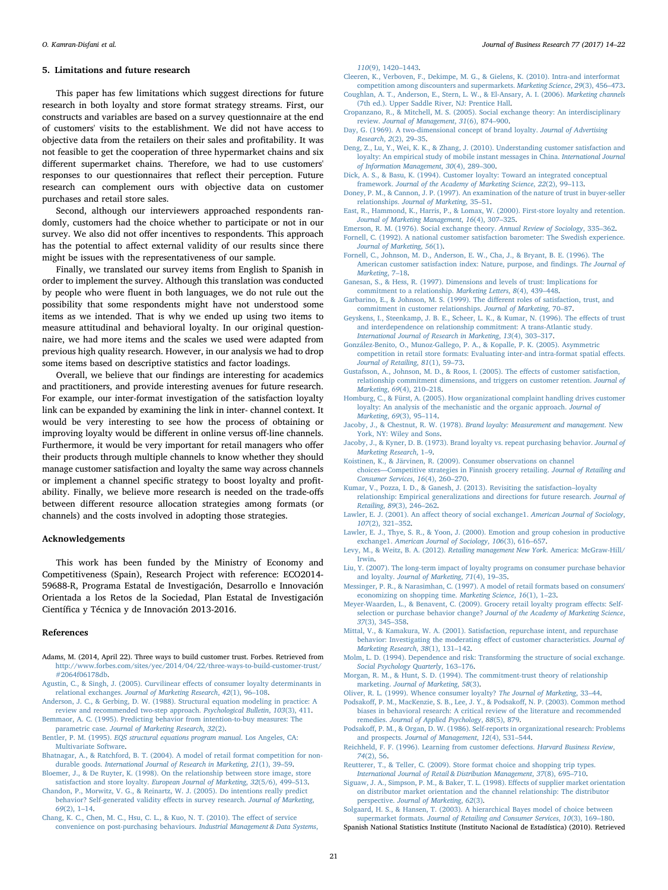## 5. Limitations and future research

This paper has few limitations which suggest directions for future research in both loyalty and store format strategy streams. First, our constructs and variables are based on a survey questionnaire at the end of customers' visits to the establishment. We did not have access to objective data from the retailers on their sales and profitability. It was not feasible to get the cooperation of three hypermarket chains and six different supermarket chains. Therefore, we had to use customers' responses to our questionnaires that reflect their perception. Future research can complement ours with objective data on customer purchases and retail store sales.

Second, although our interviewers approached respondents randomly, customers had the choice whether to participate or not in our survey. We also did not offer incentives to respondents. This approach has the potential to affect external validity of our results since there might be issues with the representativeness of our sample.

Finally, we translated our survey items from English to Spanish in order to implement the survey. Although this translation was conducted by people who were fluent in both languages, we do not rule out the possibility that some respondents might have not understood some items as we intended. That is why we ended up using two items to measure attitudinal and behavioral loyalty. In our original questionnaire, we had more items and the scales we used were adapted from previous high quality research. However, in our analysis we had to drop some items based on descriptive statistics and factor loadings.

Overall, we believe that our findings are interesting for academics and practitioners, and provide interesting avenues for future research. For example, our inter-format investigation of the satisfaction loyalty link can be expanded by examining the link in inter- channel context. It would be very interesting to see how the process of obtaining or improving loyalty would be different in online versus off-line channels. Furthermore, it would be very important for retail managers who offer their products through multiple channels to know whether they should manage customer satisfaction and loyalty the same way across channels or implement a channel specific strategy to boost loyalty and profitability. Finally, we believe more research is needed on the trade-offs between different resource allocation strategies among formats (or channels) and the costs involved in adopting those strategies.

## Acknowledgements

This work has been funded by the Ministry of Economy and Competitiveness (Spain), Research Project with reference: ECO2014-59688-R, Programa Estatal de Investigación, Desarrollo e Innovación Orientada a los Retos de la Sociedad, Plan Estatal de Investigación Científica y Técnica y de Innovación 2013-2016.

## References

Adams, M. (2014, April 22). Three ways to build customer trust. Forbes. Retrieved from http://www.forbes.com/sites/yec/2014/04/22/three-ways-to-build-customer-trust/#2064f06178db.

Agustin, C., & Singh, J. (2005). Curvilinear effects of consumer loyalty determinants in relational exchanges. *Journal of Marketing Research*, *42*(1), 96–108.

Anderson, J. C., & Gerbing, D. W. (1988). Structural equation modeling in practice: A review and recommended two-step approach. *Psychological Bulletin*, *103*(3), 411.

Bemmaor, A. C. (1995). Predicting behavior from intention-to-buy measures: The parametric case. *Journal of Marketing Research*, *32*(2).

Bentler, P. M. (1995). *EQS structural equations program manual*. Los Angeles, CA: Multivariate Software.

Bhatnagar, A., & Ratchford, B. T. (2004). A model of retail format competition for non-durable goods. *International Journal of Research in Marketing*, *21*(1), 39–59.

Bloemer, J., & De Ruyter, K. (1998). On the relationship between store image, store satisfaction and store loyalty. *European Journal of Marketing*, *32*(5/6), 499–513.

Chandon, P., Morwitz, V. G., & Reinartz, W. J. (2005). Do intentions really predict behavior? Self-generated validity effects in survey research. *Journal of Marketing*, *69*(2), 1–14.

Chang, K. C., Chen, M. C., Hsu, C. L., & Kuo, N. T. (2010). The effect of service convenience on post-purchasing behaviours. *Industrial Management & Data Systems*, *110*(9), 1420–1443.

Cleeren, K., Verboven, F., Dekimpe, M. G., & Gielens, K. (2010). Intra-and interformat competition among discounters and supermarkets. *Marketing Science*, *29*(3), 456–473.

Coughlan, A. T., Anderson, E., Stern, L. W., & El-Ansary, A. I. (2006). *Marketing channels* (7th ed.). Upper Saddle River, NJ: Prentice Hall.

Cropanzano, R., & Mitchell, M. S. (2005). Social exchange theory: An interdisciplinary review. *Journal of Management*, *31*(6), 874–900.

Day, G. (1969). A two-dimensional concept of brand loyalty. *Journal of Advertising Research*, *2*(2), 29–35.

Deng, Z., Lu, Y., Wei, K. K., & Zhang, J. (2010). Understanding customer satisfaction and loyalty: An empirical study of mobile instant messages in China. *International Journal of Information Management*, *30*(4), 289–300.

Dick, A. S., & Basu, K. (1994). Customer loyalty: Toward an integrated conceptual framework. *Journal of the Academy of Marketing Science*, *22*(2), 99–113.

Doney, P. M., & Cannon, J. P. (1997). An examination of the nature of trust in buyer-seller relationships. *Journal of Marketing*, 35–51.

East, R., Hammond, K., Harris, P., & Lomax, W. (2000). First-store loyalty and retention. *Journal of Marketing Management*, *16*(4), 307–325.

Emerson, R. M. (1976). Social exchange theory. *Annual Review of Sociology*, 335–362.

Fornell, C. (1992). A national customer satisfaction barometer: The Swedish experience. *Journal of Marketing*, *56*(1).

Fornell, C., Johnson, M. D., Anderson, E. W., Cha, J., & Bryant, B. E. (1996). The American customer satisfaction index: Nature, purpose, and findings. *The Journal of Marketing*, 7–18.

Ganesan, S., & Hess, R. (1997). Dimensions and levels of trust: Implications for commitment to a relationship. *Marketing Letters*, *8*(4), 439–448.

Garbarino, E., & Johnson, M. S. (1999). The different roles of satisfaction, trust, and commitment in customer relationships. *Journal of Marketing*, 70–87.

Geyskens, I., Steenkamp, J. B. E., Scheer, L. K., & Kumar, N. (1996). The effects of trust and interdependence on relationship commitment: A trans-Atlantic study. *International Journal of Research in Marketing*, *13*(4), 303–317.

González-Benito, O., Munoz-Gallego, P. A., & Kopalle, P. K. (2005). Asymmetric competition in retail store formats: Evaluating inter-and intra-format spatial effects. *Journal of Retailing*, *81*(1), 59–73.

Gustafsson, A., Johnson, M. D., & Roos, I. (2005). The effects of customer satisfaction, relationship commitment dimensions, and triggers on customer retention. *Journal of Marketing*, *69*(4), 210–218.

Homburg, C., & Fürst, A. (2005). How organizational complaint handling drives customer loyalty: An analysis of the mechanistic and the organic approach. *Journal of Marketing*, *69*(3), 95–114.

Jacoby, J., & Chestnut, R. W. (1978). *Brand loyalty: Measurement and management*. New York, NY: Wiley and Sons.

Jacoby, J., & Kyner, D. B. (1973). Brand loyalty vs. repeat purchasing behavior. *Journal of Marketing Research*, 1–9.

Koistinen, K., & Järvinen, R. (2009). Consumer observations on channel choices—Competitive strategies in Finnish grocery retailing. *Journal of Retailing and Consumer Services*, *16*(4), 260–270.

Kumar, V., Pozza, I. D., & Ganesh, J. (2013). Revisiting the satisfaction–loyalty relationship: Empirical generalizations and directions for future research. *Journal of Retailing*, *89*(3), 246–262.

Lawler, E. J. (2001). An affect theory of social exchange1. *American Journal of Sociology*, *107*(2), 321–352.

Lawler, E. J., Thye, S. R., & Yoon, J. (2000). Emotion and group cohesion in productive exchange1. *American Journal of Sociology*, *106*(3), 616–657.

Levy, M., & Weitz, B. A. (2012). *Retailing management New York*. America: McGraw-Hill/Irwin.

Liu, Y. (2007). The long-term impact of loyalty programs on consumer purchase behavior and loyalty. *Journal of Marketing*, *71*(4), 19–35.

Messinger, P. R., & Narasimhan, C. (1997). A model of retail formats based on consumers' economizing on shopping time. *Marketing Science*, *16*(1), 1–23.

Meyer-Waarden, L., & Benavent, C. (2009). Grocery retail loyalty program effects: Self-selection or purchase behavior change? *Journal of the Academy of Marketing Science*, *37*(3), 345–358.

Mittal, V., & Kamakura, W. A. (2001). Satisfaction, repurchase intent, and repurchase behavior: Investigating the moderating effect of customer characteristics. *Journal of Marketing Research*, *38*(1), 131–142.

Molm, L. D. (1994). Dependence and risk: Transforming the structure of social exchange. *Social Psychology Quarterly*, 163–176.

Morgan, R. M., & Hunt, S. D. (1994). The commitment-trust theory of relationship marketing. *Journal of Marketing*, *58*(3).

Oliver, R. L. (1999). Whence consumer loyalty? *The Journal of Marketing*, 33–44.

Podsakoff, P. M., MacKenzie, S. B., Lee, J. Y., & Podsakoff, N. P. (2003). Common method biases in behavioral research: A critical review of the literature and recommended remedies. *Journal of Applied Psychology*, *88*(5), 879.

Podsakoff, P. M., & Organ, D. W. (1986). Self-reports in organizational research: Problems and prospects. *Journal of Management*, *12*(4), 531–544.

Reichheld, F. F. (1996). Learning from customer defections. *Harvard Business Review*, *74*(2), 56.

Reutterer, T., & Teller, C. (2009). Store format choice and shopping trip types. *International Journal of Retail & Distribution Management*, *37*(8), 695–710.

Siguaw, J. A., Simpson, P. M., & Baker, T. L. (1998). Effects of supplier market orientation on distributor market orientation and the channel relationship: The distributor perspective. *Journal of Marketing*, *62*(3).

Solgaard, H. S., & Hansen, T. (2003). A hierarchical Bayes model of choice between supermarket formats. *Journal of Retailing and Consumer Services*, *10*(3), 169–180.

Spanish National Statistics Institute (Instituto Nacional de Estadística) (2010). Retrieved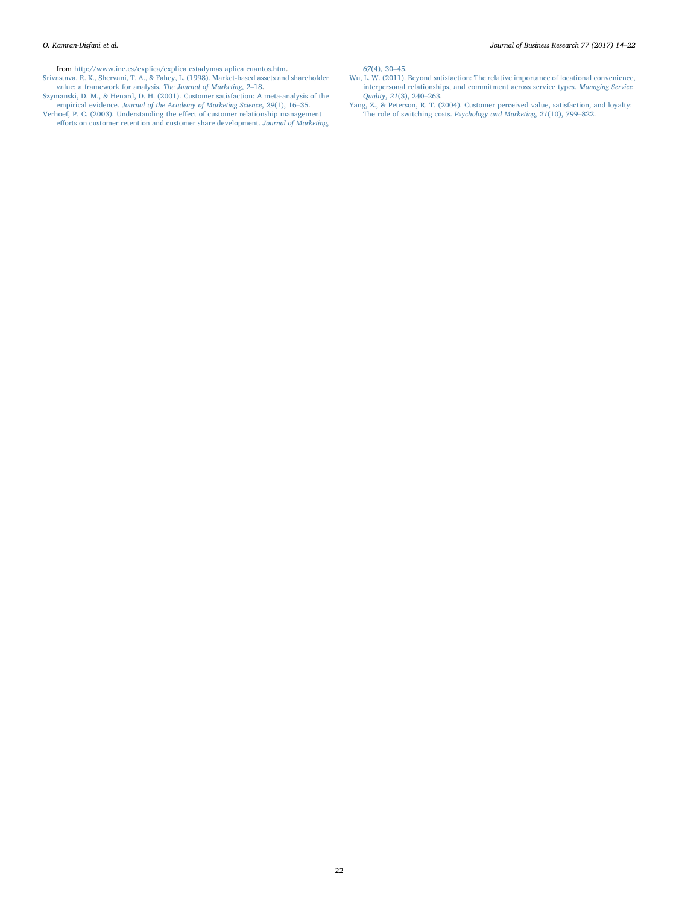from http://www.ine.es/explica/explica_estadymas_aplica_cuantos.htm.

Srivastava, R. K., Shervani, T. A., & Fahey, L. (1998). Market-based assets and shareholder value: a framework for analysis. *The Journal of Marketing*, 2–18.

Szymanski, D. M., & Henard, D. H. (2001). Customer satisfaction: A meta-analysis of the empirical evidence. *Journal of the Academy of Marketing Science*, *29*(1), 16–35.

Verhoef, P. C. (2003). Understanding the effect of customer relationship management efforts on customer retention and customer share development. *Journal of Marketing*, *67*(4), 30–45.

Wu, L. W. (2011). Beyond satisfaction: The relative importance of locational convenience, interpersonal relationships, and commitment across service types. *Managing Service Quality*, *21*(3), 240–263.

Yang, Z., & Peterson, R. T. (2004). Customer perceived value, satisfaction, and loyalty: The role of switching costs. *Psychology and Marketing*, *21*(10), 799–822.